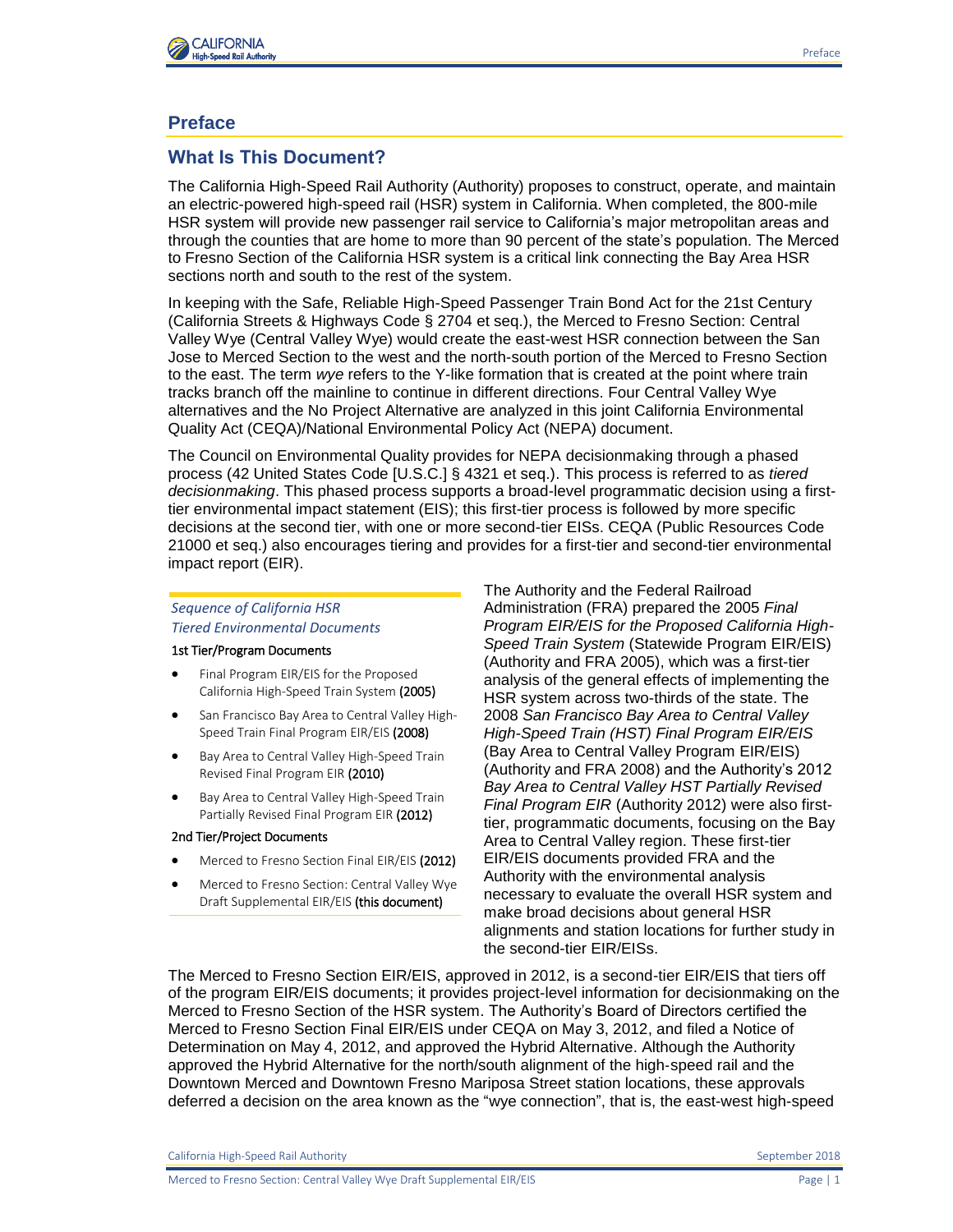# Preface

## What Is This Document?

The California High-Speed Rail Authority (Authority) proposes to construct, operate, and maintain an electric-powered high-speed rail (HSR) system in California. When completed, the 800-mile HSR system will provide new passenger rail service to California's major metropolitan areas and through the counties that are home to more than 90 percent of the state's population. The Merced to Fresno Section of the California HSR system is a critical link connecting the Bay Area HSR sections north and south to the rest of the system.

In keeping with the Safe, Reliable High-Speed Passenger Train Bond Act for the 21st Century (California Streets & Highways Code § 2704 et seq.), the Merced to Fresno Section: Central Valley Wye (Central Valley Wye) would create the east-west HSR connection between the San Jose to Merced Section to the west and the north-south portion of the Merced to Fresno Section to the east. The term *wye* refers to the Y-like formation that is created at the point where train tracks branch off the mainline to continue in different directions. Four Central Valley Wye alternatives and the No Project Alternative are analyzed in this joint California Environmental Quality Act (CEQA)/National Environmental Policy Act (NEPA) document.

The Council on Environmental Quality provides for NEPA decisionmaking through a phased process (42 United States Code [U.S.C.] § 4321 et seq.). This process is referred to as *tiered decisionmaking*. This phased process supports a broad-level programmatic decision using a first-tier environmental impact statement (EIS); this first-tier process is followed by more specific decisions at the second tier, with one or more second-tier EISs. CEQA (Public Resources Code 21000 et seq.) also encourages tiering and provides for a first-tier and second-tier environmental impact report (EIR).

*Sequence of California HSR Tiered Environmental Documents*

1st Tier/Program Documents

- Final Program EIR/EIS for the Proposed California High-Speed Train System **(2005)**
- San Francisco Bay Area to Central Valley High-Speed Train Final Program EIR/EIS **(2008)**
- Bay Area to Central Valley High-Speed Train Revised Final Program EIR **(2010)**
- Bay Area to Central Valley High-Speed Train Partially Revised Final Program EIR **(2012)**

2nd Tier/Project Documents

- Merced to Fresno Section Final EIR/EIS **(2012)**
- Merced to Fresno Section: Central Valley Wye Draft Supplemental EIR/EIS **(this document)**

The Authority and the Federal Railroad Administration (FRA) prepared the 2005 *Final Program EIR/EIS for the Proposed California High-Speed Train System* (Statewide Program EIR/EIS) (Authority and FRA 2005), which was a first-tier analysis of the general effects of implementing the HSR system across two-thirds of the state. The 2008 *San Francisco Bay Area to Central Valley High-Speed Train (HST) Final Program EIR/EIS* (Bay Area to Central Valley Program EIR/EIS) (Authority and FRA 2008) and the Authority's 2012 *Bay Area to Central Valley HST Partially Revised Final Program EIR* (Authority 2012) were also first-tier, programmatic documents, focusing on the Bay Area to Central Valley region. These first-tier EIR/EIS documents provided FRA and the Authority with the environmental analysis necessary to evaluate the overall HSR system and make broad decisions about general HSR alignments and station locations for further study in the second-tier EIR/EISs.

The Merced to Fresno Section EIR/EIS, approved in 2012, is a second-tier EIR/EIS that tiers off of the program EIR/EIS documents; it provides project-level information for decisionmaking on the Merced to Fresno Section of the HSR system. The Authority's Board of Directors certified the Merced to Fresno Section Final EIR/EIS under CEQA on May 3, 2012, and filed a Notice of Determination on May 4, 2012, and approved the Hybrid Alternative. Although the Authority approved the Hybrid Alternative for the north/south alignment of the high-speed rail and the Downtown Merced and Downtown Fresno Mariposa Street station locations, these approvals deferred a decision on the area known as the "wye connection", that is, the east-west high-speed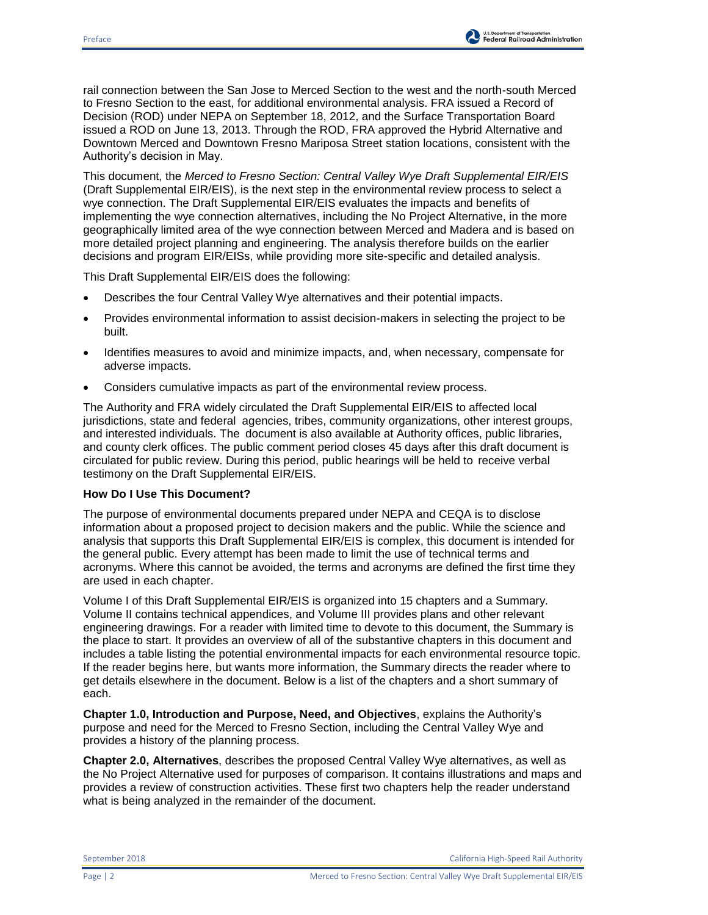rail connection between the San Jose to Merced Section to the west and the north-south Merced to Fresno Section to the east, for additional environmental analysis. FRA issued a Record of Decision (ROD) under NEPA on September 18, 2012, and the Surface Transportation Board issued a ROD on June 13, 2013. Through the ROD, FRA approved the Hybrid Alternative and Downtown Merced and Downtown Fresno Mariposa Street station locations, consistent with the Authority's decision in May.

This document, the *Merced to Fresno Section: Central Valley Wye Draft Supplemental EIR/EIS* (Draft Supplemental EIR/EIS), is the next step in the environmental review process to select a wye connection. The Draft Supplemental EIR/EIS evaluates the impacts and benefits of implementing the wye connection alternatives, including the No Project Alternative, in the more geographically limited area of the wye connection between Merced and Madera and is based on more detailed project planning and engineering. The analysis therefore builds on the earlier decisions and program EIR/EISs, while providing more site-specific and detailed analysis.

This Draft Supplemental EIR/EIS does the following:

- Describes the four Central Valley Wye alternatives and their potential impacts.
- Provides environmental information to assist decision-makers in selecting the project to be built.
- Identifies measures to avoid and minimize impacts, and, when necessary, compensate for adverse impacts.
- Considers cumulative impacts as part of the environmental review process.

The Authority and FRA widely circulated the Draft Supplemental EIR/EIS to affected local jurisdictions, state and federal agencies, tribes, community organizations, other interest groups, and interested individuals. The document is also available at Authority offices, public libraries, and county clerk offices. The public comment period closes 45 days after this draft document is circulated for public review. During this period, public hearings will be held to receive verbal testimony on the Draft Supplemental EIR/EIS.

**How Do I Use This Document?**

The purpose of environmental documents prepared under NEPA and CEQA is to disclose information about a proposed project to decision makers and the public. While the science and analysis that supports this Draft Supplemental EIR/EIS is complex, this document is intended for the general public. Every attempt has been made to limit the use of technical terms and acronyms. Where this cannot be avoided, the terms and acronyms are defined the first time they are used in each chapter.

Volume I of this Draft Supplemental EIR/EIS is organized into 15 chapters and a Summary. Volume II contains technical appendices, and Volume III provides plans and other relevant engineering drawings. For a reader with limited time to devote to this document, the Summary is the place to start. It provides an overview of all of the substantive chapters in this document and includes a table listing the potential environmental impacts for each environmental resource topic. If the reader begins here, but wants more information, the Summary directs the reader where to get details elsewhere in the document. Below is a list of the chapters and a short summary of each.

**Chapter 1.0, Introduction and Purpose, Need, and Objectives**, explains the Authority's purpose and need for the Merced to Fresno Section, including the Central Valley Wye and provides a history of the planning process.

**Chapter 2.0, Alternatives**, describes the proposed Central Valley Wye alternatives, as well as the No Project Alternative used for purposes of comparison. It contains illustrations and maps and provides a review of construction activities. These first two chapters help the reader understand what is being analyzed in the remainder of the document.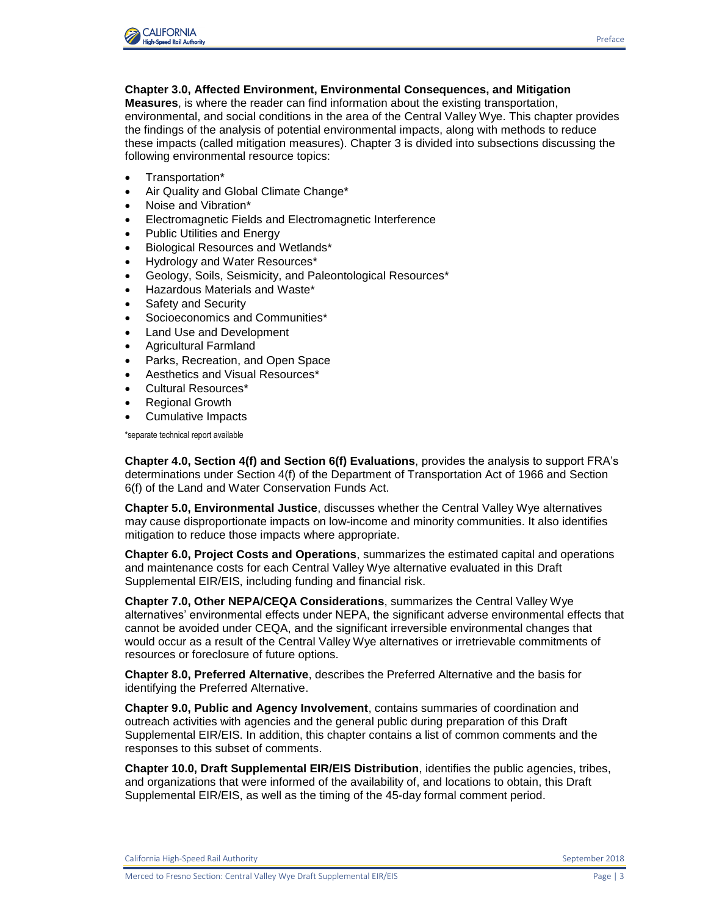**Chapter 3.0, Affected Environment, Environmental Consequences, and Mitigation Measures**, is where the reader can find information about the existing transportation, environmental, and social conditions in the area of the Central Valley Wye. This chapter provides the findings of the analysis of potential environmental impacts, along with methods to reduce these impacts (called mitigation measures). Chapter 3 is divided into subsections discussing the following environmental resource topics:

- Transportation*
- Air Quality and Global Climate Change*
- Noise and Vibration*
- Electromagnetic Fields and Electromagnetic Interference
- Public Utilities and Energy
- Biological Resources and Wetlands*
- Hydrology and Water Resources*
- Geology, Soils, Seismicity, and Paleontological Resources*
- Hazardous Materials and Waste*
- Safety and Security
- Socioeconomics and Communities*
- Land Use and Development
- Agricultural Farmland
- Parks, Recreation, and Open Space
- Aesthetics and Visual Resources*
- Cultural Resources*
- Regional Growth
- Cumulative Impacts

*separate technical report available

**Chapter 4.0, Section 4(f) and Section 6(f) Evaluations**, provides the analysis to support FRA's determinations under Section 4(f) of the Department of Transportation Act of 1966 and Section 6(f) of the Land and Water Conservation Funds Act.

**Chapter 5.0, Environmental Justice**, discusses whether the Central Valley Wye alternatives may cause disproportionate impacts on low-income and minority communities. It also identifies mitigation to reduce those impacts where appropriate.

**Chapter 6.0, Project Costs and Operations**, summarizes the estimated capital and operations and maintenance costs for each Central Valley Wye alternative evaluated in this Draft Supplemental EIR/EIS, including funding and financial risk.

**Chapter 7.0, Other NEPA/CEQA Considerations**, summarizes the Central Valley Wye alternatives' environmental effects under NEPA, the significant adverse environmental effects that cannot be avoided under CEQA, and the significant irreversible environmental changes that would occur as a result of the Central Valley Wye alternatives or irretrievable commitments of resources or foreclosure of future options.

**Chapter 8.0, Preferred Alternative**, describes the Preferred Alternative and the basis for identifying the Preferred Alternative.

**Chapter 9.0, Public and Agency Involvement**, contains summaries of coordination and outreach activities with agencies and the general public during preparation of this Draft Supplemental EIR/EIS. In addition, this chapter contains a list of common comments and the responses to this subset of comments.

**Chapter 10.0, Draft Supplemental EIR/EIS Distribution**, identifies the public agencies, tribes, and organizations that were informed of the availability of, and locations to obtain, this Draft Supplemental EIR/EIS, as well as the timing of the 45-day formal comment period.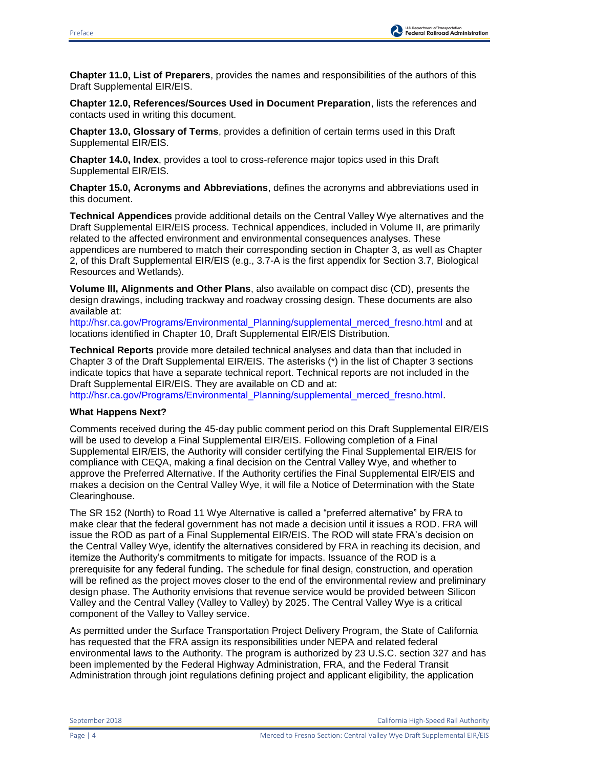**Chapter 11.0, List of Preparers**, provides the names and responsibilities of the authors of this Draft Supplemental EIR/EIS.

**Chapter 12.0, References/Sources Used in Document Preparation**, lists the references and contacts used in writing this document.

**Chapter 13.0, Glossary of Terms**, provides a definition of certain terms used in this Draft Supplemental EIR/EIS.

**Chapter 14.0, Index**, provides a tool to cross-reference major topics used in this Draft Supplemental EIR/EIS.

**Chapter 15.0, Acronyms and Abbreviations**, defines the acronyms and abbreviations used in this document.

**Technical Appendices** provide additional details on the Central Valley Wye alternatives and the Draft Supplemental EIR/EIS process. Technical appendices, included in Volume II, are primarily related to the affected environment and environmental consequences analyses. These appendices are numbered to match their corresponding section in Chapter 3, as well as Chapter 2, of this Draft Supplemental EIR/EIS (e.g., 3.7-A is the first appendix for Section 3.7, Biological Resources and Wetlands).

**Volume III, Alignments and Other Plans**, also available on compact disc (CD), presents the design drawings, including trackway and roadway crossing design. These documents are also available at:
http://hsr.ca.gov/Programs/Environmental_Planning/supplemental_merced_fresno.html and at locations identified in Chapter 10, Draft Supplemental EIR/EIS Distribution.

**Technical Reports** provide more detailed technical analyses and data than that included in Chapter 3 of the Draft Supplemental EIR/EIS. The asterisks (*) in the list of Chapter 3 sections indicate topics that have a separate technical report. Technical reports are not included in the Draft Supplemental EIR/EIS. They are available on CD and at:
http://hsr.ca.gov/Programs/Environmental_Planning/supplemental_merced_fresno.html.

**What Happens Next?**

Comments received during the 45-day public comment period on this Draft Supplemental EIR/EIS will be used to develop a Final Supplemental EIR/EIS. Following completion of a Final Supplemental EIR/EIS, the Authority will consider certifying the Final Supplemental EIR/EIS for compliance with CEQA, making a final decision on the Central Valley Wye, and whether to approve the Preferred Alternative. If the Authority certifies the Final Supplemental EIR/EIS and makes a decision on the Central Valley Wye, it will file a Notice of Determination with the State Clearinghouse.

The SR 152 (North) to Road 11 Wye Alternative is called a "preferred alternative" by FRA to make clear that the federal government has not made a decision until it issues a ROD. FRA will issue the ROD as part of a Final Supplemental EIR/EIS. The ROD will state FRA's decision on the Central Valley Wye, identify the alternatives considered by FRA in reaching its decision, and itemize the Authority's commitments to mitigate for impacts. Issuance of the ROD is a prerequisite for any federal funding. The schedule for final design, construction, and operation will be refined as the project moves closer to the end of the environmental review and preliminary design phase. The Authority envisions that revenue service would be provided between Silicon Valley and the Central Valley (Valley to Valley) by 2025. The Central Valley Wye is a critical component of the Valley to Valley service.

As permitted under the Surface Transportation Project Delivery Program, the State of California has requested that the FRA assign its responsibilities under NEPA and related federal environmental laws to the Authority. The program is authorized by 23 U.S.C. section 327 and has been implemented by the Federal Highway Administration, FRA, and the Federal Transit Administration through joint regulations defining project and applicant eligibility, the application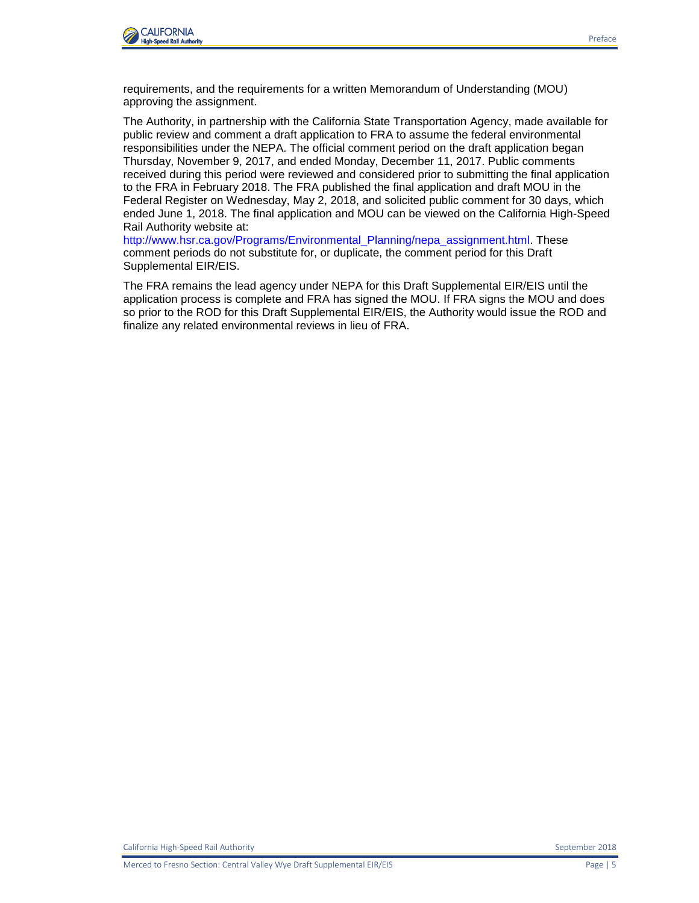requirements, and the requirements for a written Memorandum of Understanding (MOU) approving the assignment.

The Authority, in partnership with the California State Transportation Agency, made available for public review and comment a draft application to FRA to assume the federal environmental responsibilities under the NEPA. The official comment period on the draft application began Thursday, November 9, 2017, and ended Monday, December 11, 2017. Public comments received during this period were reviewed and considered prior to submitting the final application to the FRA in February 2018. The FRA published the final application and draft MOU in the Federal Register on Wednesday, May 2, 2018, and solicited public comment for 30 days, which ended June 1, 2018. The final application and MOU can be viewed on the California High-Speed Rail Authority website at: http://www.hsr.ca.gov/Programs/Environmental_Planning/nepa_assignment.html. These comment periods do not substitute for, or duplicate, the comment period for this Draft Supplemental EIR/EIS.

The FRA remains the lead agency under NEPA for this Draft Supplemental EIR/EIS until the application process is complete and FRA has signed the MOU. If FRA signs the MOU and does so prior to the ROD for this Draft Supplemental EIR/EIS, the Authority would issue the ROD and finalize any related environmental reviews in lieu of FRA.